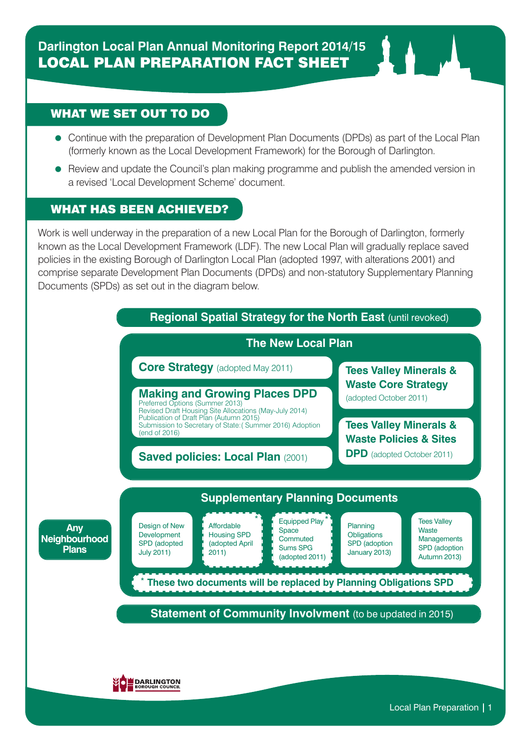# Darlington Local Plan Annual Monitoring Report 2014/15

# LOCAL PLAN PREPARATION FACT SHEET

## WHAT WE SET OUT TO DO

- Continue with the preparation of Development Plan Documents (DPDs) as part of the Local Plan (formerly known as the Local Development Framework) for the Borough of Darlington.
- Review and update the Council's plan making programme and publish the amended version in a revised 'Local Development Scheme' document.

## WHAT HAS BEEN ACHIEVED?

Work is well underway in the preparation of a new Local Plan for the Borough of Darlington, formerly known as the Local Development Framework (LDF). The new Local Plan will gradually replace saved policies in the existing Borough of Darlington Local Plan (adopted 1997, with alterations 2001) and comprise separate Development Plan Documents (DPDs) and non-statutory Supplementary Planning Documents (SPDs) as set out in the diagram below.

**Regional Spatial Strategy for the North East** (until revoked)

**The New Local Plan**

- **Core Strategy** (adopted May 2011)
- **Making and Growing Places DPD**
  - Preferred Options (Summer 2013)
  - Revised Draft Housing Site Allocations (May-July 2014)
  - Publication of Draft Plan (Autumn 2015)
  - Submission to Secretary of State:( Summer 2016) Adoption (end of 2016)
- **Saved policies: Local Plan** (2001)
- **Tees Valley Minerals & Waste Core Strategy** (adopted October 2011)
- **Tees Valley Minerals & Waste Policies & Sites DPD** (adopted October 2011)

**Supplementary Planning Documents**

- Design of New Development SPD (adopted July 2011)
- Affordable Housing SPD (adopted April 2011)*
- Equipped Play Space Commuted Sums SPG (adopted 2011)*
- Planning Obligations SPD (adoption January 2013)
- Tees Valley Waste Managements SPD (adoption Autumn 2013)

\* **These two documents will be replaced by Planning Obligations SPD**

**Any Neighbourhood Plans**

**Statement of Community Involvment** (to be updated in 2015)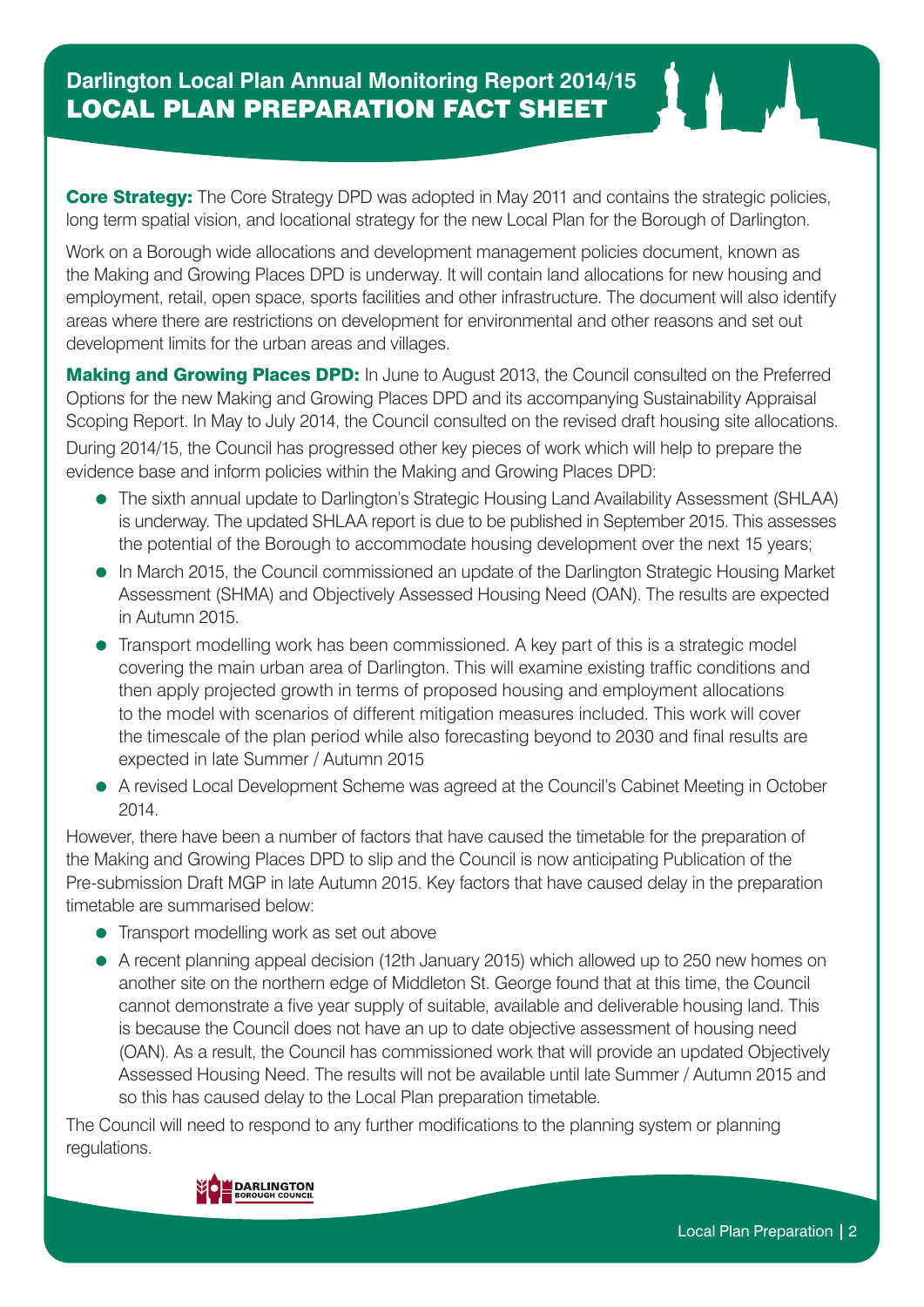# Darlington Local Plan Annual Monitoring Report 2014/15

## LOCAL PLAN PREPARATION FACT SHEET

**Core Strategy:** The Core Strategy DPD was adopted in May 2011 and contains the strategic policies, long term spatial vision, and locational strategy for the new Local Plan for the Borough of Darlington.

Work on a Borough wide allocations and development management policies document, known as the Making and Growing Places DPD is underway. It will contain land allocations for new housing and employment, retail, open space, sports facilities and other infrastructure. The document will also identify areas where there are restrictions on development for environmental and other reasons and set out development limits for the urban areas and villages.

**Making and Growing Places DPD:** In June to August 2013, the Council consulted on the Preferred Options for the new Making and Growing Places DPD and its accompanying Sustainability Appraisal Scoping Report. In May to July 2014, the Council consulted on the revised draft housing site allocations. During 2014/15, the Council has progressed other key pieces of work which will help to prepare the evidence base and inform policies within the Making and Growing Places DPD:

- The sixth annual update to Darlington's Strategic Housing Land Availability Assessment (SHLAA) is underway. The updated SHLAA report is due to be published in September 2015. This assesses the potential of the Borough to accommodate housing development over the next 15 years;
- In March 2015, the Council commissioned an update of the Darlington Strategic Housing Market Assessment (SHMA) and Objectively Assessed Housing Need (OAN). The results are expected in Autumn 2015.
- Transport modelling work has been commissioned. A key part of this is a strategic model covering the main urban area of Darlington. This will examine existing traffic conditions and then apply projected growth in terms of proposed housing and employment allocations to the model with scenarios of different mitigation measures included. This work will cover the timescale of the plan period while also forecasting beyond to 2030 and final results are expected in late Summer / Autumn 2015
- A revised Local Development Scheme was agreed at the Council's Cabinet Meeting in October 2014.

However, there have been a number of factors that have caused the timetable for the preparation of the Making and Growing Places DPD to slip and the Council is now anticipating Publication of the Pre-submission Draft MGP in late Autumn 2015. Key factors that have caused delay in the preparation timetable are summarised below:

- Transport modelling work as set out above
- A recent planning appeal decision (12th January 2015) which allowed up to 250 new homes on another site on the northern edge of Middleton St. George found that at this time, the Council cannot demonstrate a five year supply of suitable, available and deliverable housing land. This is because the Council does not have an up to date objective assessment of housing need (OAN). As a result, the Council has commissioned work that will provide an updated Objectively Assessed Housing Need. The results will not be available until late Summer / Autumn 2015 and so this has caused delay to the Local Plan preparation timetable.

The Council will need to respond to any further modifications to the planning system or planning regulations.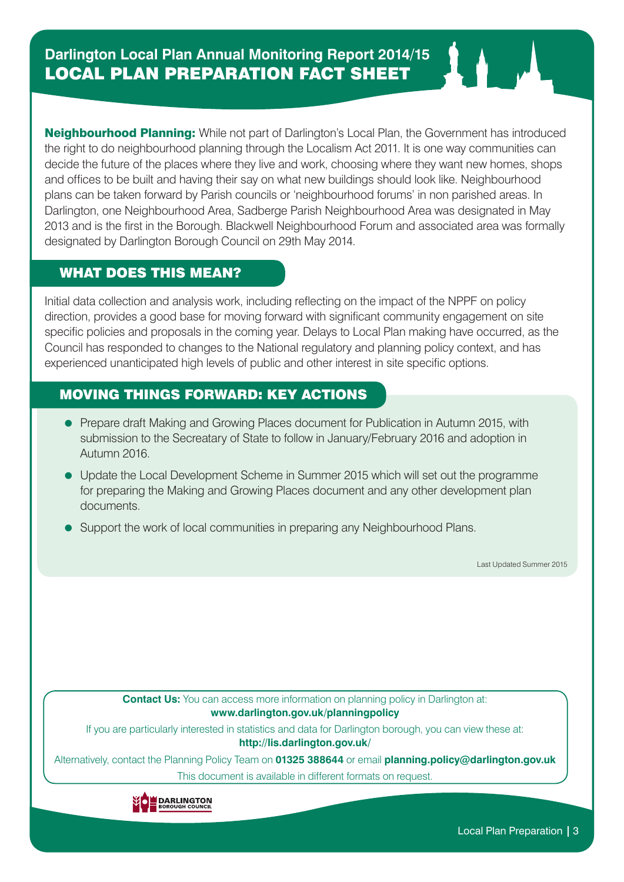# Darlington Local Plan Annual Monitoring Report 2014/15

## LOCAL PLAN PREPARATION FACT SHEET

**Neighbourhood Planning:** While not part of Darlington's Local Plan, the Government has introduced the right to do neighbourhood planning through the Localism Act 2011. It is one way communities can decide the future of the places where they live and work, choosing where they want new homes, shops and offices to be built and having their say on what new buildings should look like. Neighbourhood plans can be taken forward by Parish councils or 'neighbourhood forums' in non parished areas. In Darlington, one Neighbourhood Area, Sadberge Parish Neighbourhood Area was designated in May 2013 and is the first in the Borough. Blackwell Neighbourhood Forum and associated area was formally designated by Darlington Borough Council on 29th May 2014.

## WHAT DOES THIS MEAN?

Initial data collection and analysis work, including reflecting on the impact of the NPPF on policy direction, provides a good base for moving forward with significant community engagement on site specific policies and proposals in the coming year. Delays to Local Plan making have occurred, as the Council has responded to changes to the National regulatory and planning policy context, and has experienced unanticipated high levels of public and other interest in site specific options.

## MOVING THINGS FORWARD: KEY ACTIONS

- Prepare draft Making and Growing Places document for Publication in Autumn 2015, with submission to the Secretary of State to follow in January/February 2016 and adoption in Autumn 2016.
- Update the Local Development Scheme in Summer 2015 which will set out the programme for preparing the Making and Growing Places document and any other development plan documents.
- Support the work of local communities in preparing any Neighbourhood Plans.

Last Updated Summer 2015

**Contact Us:** You can access more information on planning policy in Darlington at: **www.darlington.gov.uk/planningpolicy**

If you are particularly interested in statistics and data for Darlington borough, you can view these at: **http://lis.darlington.gov.uk/**

Alternatively, contact the Planning Policy Team on **01325 388644** or email **planning.policy@darlington.gov.uk**

This document is available in different formats on request.

DARLINGTON BOROUGH COUNCIL